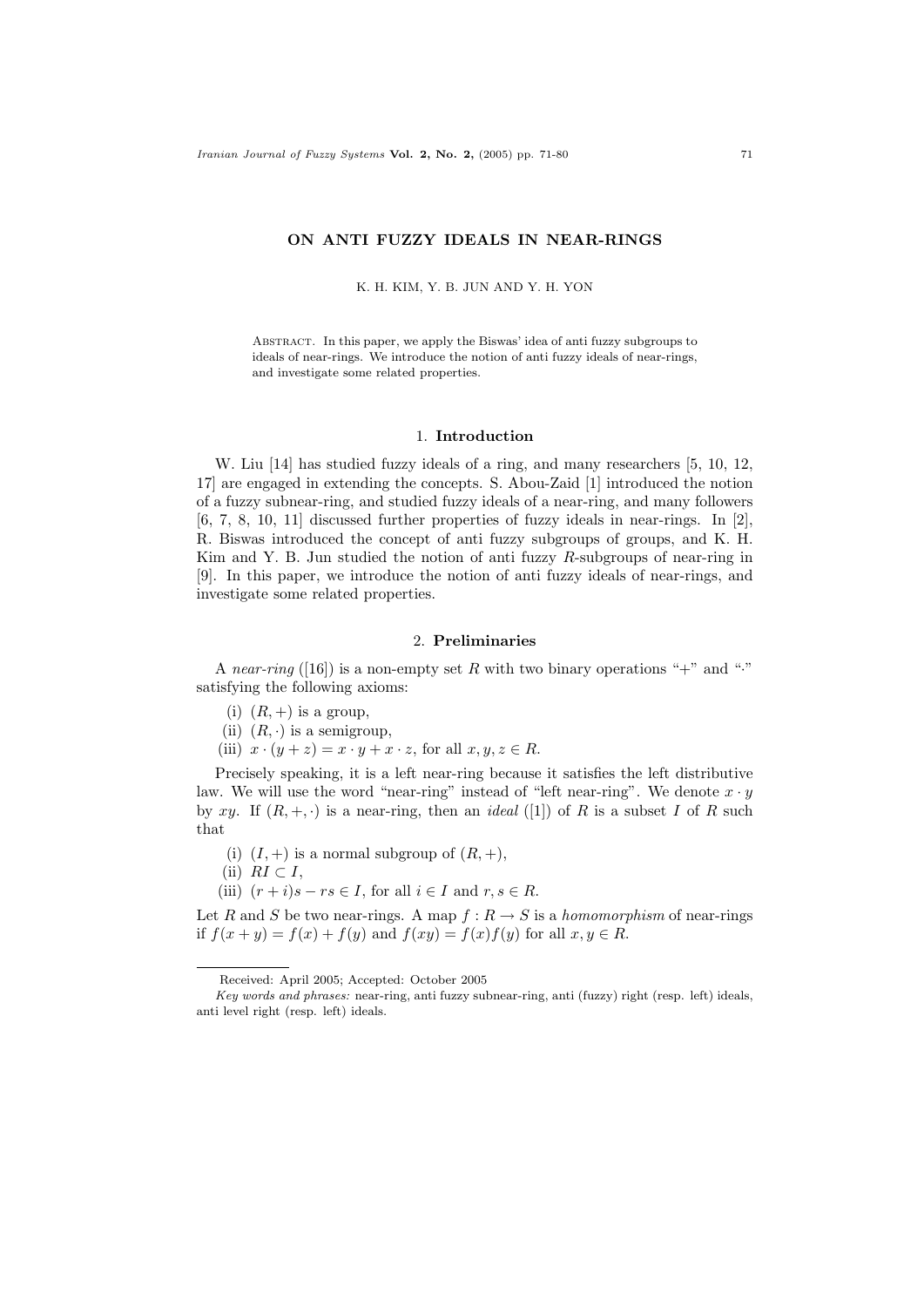# ON ANTI FUZZY IDEALS IN NEAR-RINGS

K. H. KIM, Y. B. JUN AND Y. H. YON

Abstract. In this paper, we apply the Biswas' idea of anti fuzzy subgroups to ideals of near-rings. We introduce the notion of anti fuzzy ideals of near-rings, and investigate some related properties.

## 1. Introduction

W. Liu [14] has studied fuzzy ideals of a ring, and many researchers [5, 10, 12, 17] are engaged in extending the concepts. S. Abou-Zaid [1] introduced the notion of a fuzzy subnear-ring, and studied fuzzy ideals of a near-ring, and many followers [6, 7, 8, 10, 11] discussed further properties of fuzzy ideals in near-rings. In [2], R. Biswas introduced the concept of anti fuzzy subgroups of groups, and K. H. Kim and Y. B. Jun studied the notion of anti fuzzy $R$-subgroups of near-ring in [9]. In this paper, we introduce the notion of anti fuzzy ideals of near-rings, and investigate some related properties.

## 2. Preliminaries

A *near-ring* ([16]) is a non-empty set $R$ with two binary operations "+" and "$\cdot$" satisfying the following axioms:

(i) $(R, +)$ is a group,
(ii) $(R, \cdot)$ is a semigroup,
(iii) $x \cdot (y + z) = x \cdot y + x \cdot z$, for all $x, y, z \in R$.

Precisely speaking, it is a left near-ring because it satisfies the left distributive law. We will use the word "near-ring" instead of "left near-ring". We denote $x \cdot y$ by $xy$. If $(R, +, \cdot)$ is a near-ring, then an *ideal* ([1]) of $R$ is a subset $I$ of $R$ such that

(i) $(I, +)$ is a normal subgroup of $(R, +)$,
(ii) $RI \subset I$,
(iii) $(r + i)s - rs \in I$, for all $i \in I$ and $r, s \in R$.

Let $R$ and $S$ be two near-rings. A map $f : R \to S$ is a *homomorphism* of near-rings if $f(x + y) = f(x) + f(y)$ and $f(xy) = f(x)f(y)$ for all $x, y \in R$.

Received: April 2005; Accepted: October 2005

*Key words and phrases:* near-ring, anti fuzzy subnear-ring, anti (fuzzy) right (resp. left) ideals, anti level right (resp. left) ideals.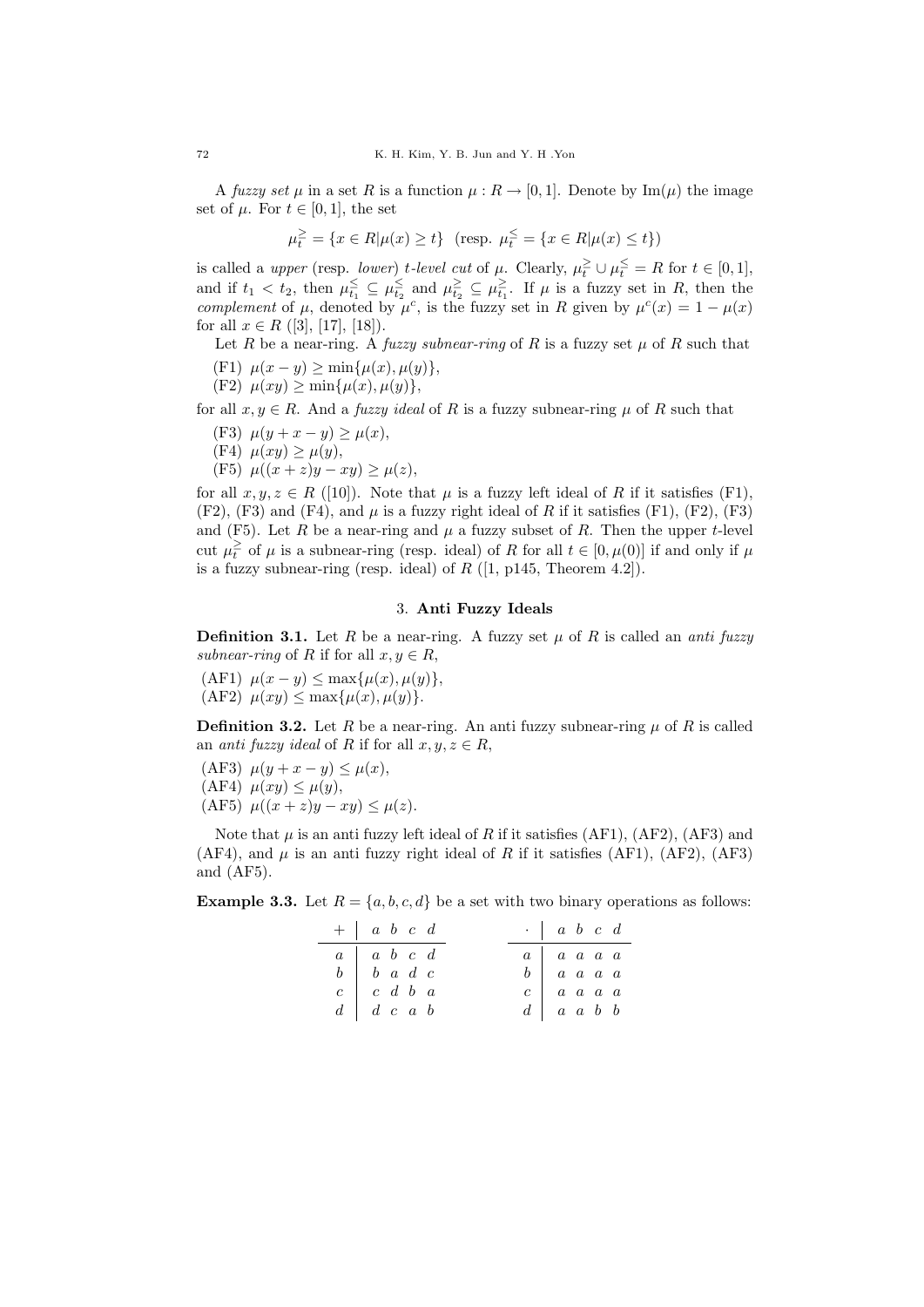A *fuzzy set* $\mu$ in a set $R$ is a function $\mu : R \to [0,1]$. Denote by $\text{Im}(\mu)$ the image set of $\mu$. For $t \in [0,1]$, the set

$$\mu_t^{\geq} = \{x \in R | \mu(x) \geq t\} \quad (\text{resp. } \mu_t^{\leq} = \{x \in R | \mu(x) \leq t\})$$

is called a *upper* (resp. *lower*) *t-level cut* of $\mu$. Clearly, $\mu_t^{\geq} \cup \mu_t^{\leq} = R$ for $t \in [0,1]$, and if $t_1 < t_2$, then $\mu_{t_1}^{\leq} \subseteq \mu_{t_2}^{\leq}$ and $\mu_{t_2}^{\geq} \subseteq \mu_{t_1}^{\geq}$. If $\mu$ is a fuzzy set in $R$, then the *complement* of $\mu$, denoted by $\mu^c$, is the fuzzy set in $R$ given by $\mu^c(x) = 1 - \mu(x)$ for all $x \in R$ ([3], [17], [18]).

Let $R$ be a near-ring. A *fuzzy subnear-ring* of $R$ is a fuzzy set $\mu$ of $R$ such that

(F1) $\mu(x - y) \geq \min\{\mu(x), \mu(y)\}$,
(F2) $\mu(xy) \geq \min\{\mu(x), \mu(y)\}$,

for all $x, y \in R$. And a *fuzzy ideal* of $R$ is a fuzzy subnear-ring $\mu$ of $R$ such that

(F3) $\mu(y + x - y) \geq \mu(x)$,
(F4) $\mu(xy) \geq \mu(y)$,
(F5) $\mu((x + z)y - xy) \geq \mu(z)$,

for all $x, y, z \in R$ ([10]). Note that $\mu$ is a fuzzy left ideal of $R$ if it satisfies (F1), (F2), (F3) and (F4), and $\mu$ is a fuzzy right ideal of $R$ if it satisfies (F1), (F2), (F3) and (F5). Let $R$ be a near-ring and $\mu$ a fuzzy subset of $R$. Then the upper $t$-level cut $\mu_t^{\geq}$ of $\mu$ is a subnear-ring (resp. ideal) of $R$ for all $t \in [0, \mu(0)]$ if and only if $\mu$ is a fuzzy subnear-ring (resp. ideal) of $R$ ([1, p145, Theorem 4.2]).

## 3. Anti Fuzzy Ideals

**Definition 3.1.** Let $R$ be a near-ring. A fuzzy set $\mu$ of $R$ is called an *anti fuzzy subnear-ring* of $R$ if for all $x, y \in R$,

(AF1) $\mu(x - y) \leq \max\{\mu(x), \mu(y)\}$,
(AF2) $\mu(xy) \leq \max\{\mu(x), \mu(y)\}$.

**Definition 3.2.** Let $R$ be a near-ring. An anti fuzzy subnear-ring $\mu$ of $R$ is called an *anti fuzzy ideal* of $R$ if for all $x, y, z \in R$,

(AF3) $\mu(y + x - y) \leq \mu(x)$,
(AF4) $\mu(xy) \leq \mu(y)$,
(AF5) $\mu((x + z)y - xy) \leq \mu(z)$.

Note that $\mu$ is an anti fuzzy left ideal of $R$ if it satisfies (AF1), (AF2), (AF3) and (AF4), and $\mu$ is an anti fuzzy right ideal of $R$ if it satisfies (AF1), (AF2), (AF3) and (AF5).

**Example 3.3.** Let $R = \{a, b, c, d\}$ be a set with two binary operations as follows:

| $+$ | $a$ | $b$ | $c$ | $d$ |
|---|---|---|---|---|
| $a$ | $a$ | $b$ | $c$ | $d$ |
| $b$ | $b$ | $a$ | $d$ | $c$ |
| $c$ | $c$ | $d$ | $b$ | $a$ |
| $d$ | $d$ | $c$ | $a$ | $b$ |

| $\cdot$ | $a$ | $b$ | $c$ | $d$ |
|---|---|---|---|---|
| $a$ | $a$ | $a$ | $a$ | $a$ |
| $b$ | $a$ | $a$ | $a$ | $a$ |
| $c$ | $a$ | $a$ | $a$ | $a$ |
| $d$ | $a$ | $a$ | $b$ | $b$ |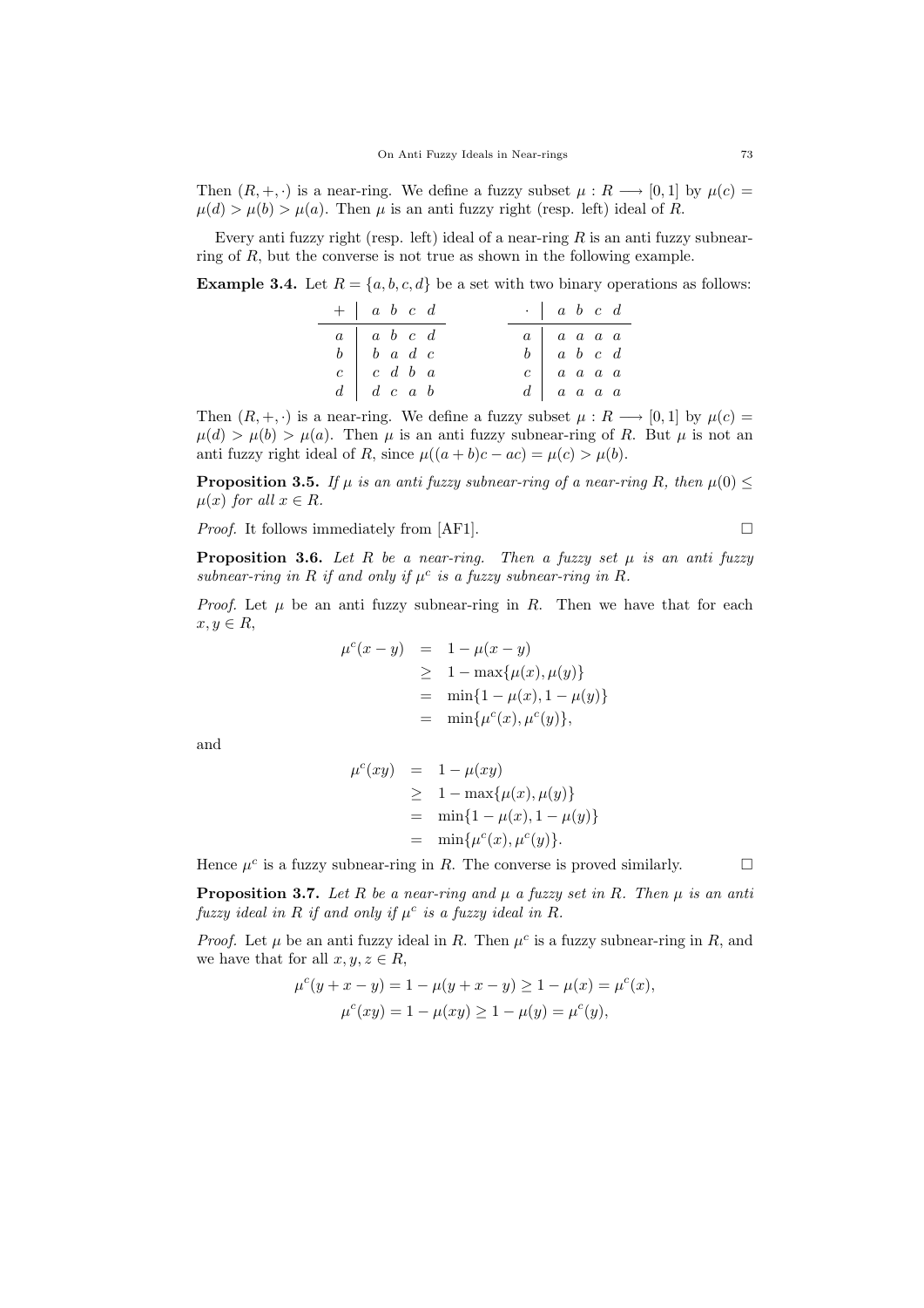Then $(R, +, \cdot)$ is a near-ring. We define a fuzzy subset $\mu : R \longrightarrow [0, 1]$ by $\mu(c) = \mu(d) > \mu(b) > \mu(a)$. Then $\mu$ is an anti fuzzy right (resp. left) ideal of $R$.

Every anti fuzzy right (resp. left) ideal of a near-ring $R$ is an anti fuzzy subnear-ring of $R$, but the converse is not true as shown in the following example.

**Example 3.4.** Let $R = \{a, b, c, d\}$ be a set with two binary operations as follows:

| $+$ | $a$ | $b$ | $c$ | $d$ |
|---|---|---|---|---|
| $a$ | $a$ | $b$ | $c$ | $d$ |
| $b$ | $b$ | $a$ | $d$ | $c$ |
| $c$ | $c$ | $d$ | $b$ | $a$ |
| $d$ | $d$ | $c$ | $a$ | $b$ |

| $\cdot$ | $a$ | $b$ | $c$ | $d$ |
|---|---|---|---|---|
| $a$ | $a$ | $a$ | $a$ | $a$ |
| $b$ | $a$ | $b$ | $c$ | $d$ |
| $c$ | $a$ | $a$ | $a$ | $a$ |
| $d$ | $a$ | $a$ | $a$ | $a$ |

Then $(R, +, \cdot)$ is a near-ring. We define a fuzzy subset $\mu : R \longrightarrow [0, 1]$ by $\mu(c) = \mu(d) > \mu(b) > \mu(a)$. Then $\mu$ is an anti fuzzy subnear-ring of $R$. But $\mu$ is not an anti fuzzy right ideal of $R$, since $\mu((a + b)c - ac) = \mu(c) > \mu(b)$.

**Proposition 3.5.** *If $\mu$ is an anti fuzzy subnear-ring of a near-ring $R$, then $\mu(0) \leq \mu(x)$ for all $x \in R$.*

*Proof.* It follows immediately from [AF1]. $\square$

**Proposition 3.6.** *Let $R$ be a near-ring. Then a fuzzy set $\mu$ is an anti fuzzy subnear-ring in $R$ if and only if $\mu^c$ is a fuzzy subnear-ring in $R$.*

*Proof.* Let $\mu$ be an anti fuzzy subnear-ring in $R$. Then we have that for each $x, y \in R$,

$$\begin{aligned}
\mu^c(x - y) &= 1 - \mu(x - y) \\
&\geq 1 - \max\{\mu(x), \mu(y)\} \\
&= \min\{1 - \mu(x), 1 - \mu(y)\} \\
&= \min\{\mu^c(x), \mu^c(y)\},
\end{aligned}$$

and

$$\begin{aligned}
\mu^c(xy) &= 1 - \mu(xy) \\
&\geq 1 - \max\{\mu(x), \mu(y)\} \\
&= \min\{1 - \mu(x), 1 - \mu(y)\} \\
&= \min\{\mu^c(x), \mu^c(y)\}.
\end{aligned}$$

Hence $\mu^c$ is a fuzzy subnear-ring in $R$. The converse is proved similarly. $\square$

**Proposition 3.7.** *Let $R$ be a near-ring and $\mu$ a fuzzy set in $R$. Then $\mu$ is an anti fuzzy ideal in $R$ if and only if $\mu^c$ is a fuzzy ideal in $R$.*

*Proof.* Let $\mu$ be an anti fuzzy ideal in $R$. Then $\mu^c$ is a fuzzy subnear-ring in $R$, and we have that for all $x, y, z \in R$,

$$\mu^c(y + x - y) = 1 - \mu(y + x - y) \geq 1 - \mu(x) = \mu^c(x),$$

$$\mu^c(xy) = 1 - \mu(xy) \geq 1 - \mu(y) = \mu^c(y),$$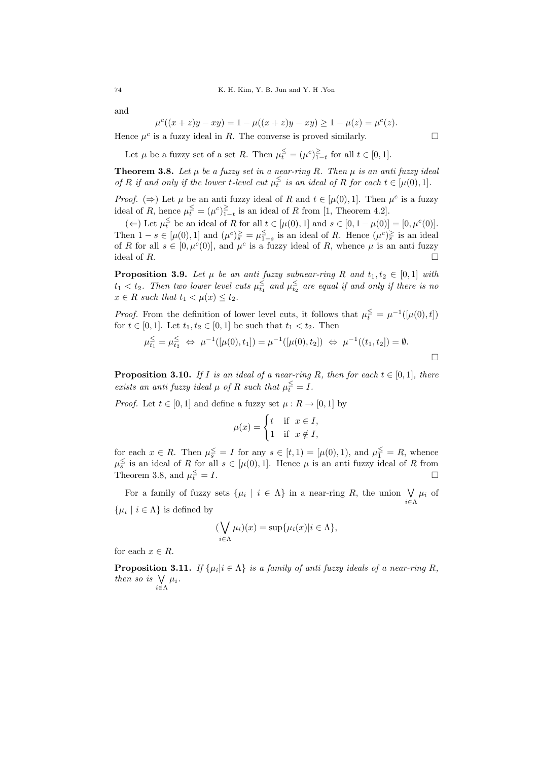and

$$\mu^c((x+z)y - xy) = 1 - \mu((x+z)y - xy) \geq 1 - \mu(z) = \mu^c(z).$$

Hence $\mu^c$ is a fuzzy ideal in $R$. The converse is proved similarly. $\square$

Let $\mu$ be a fuzzy set of a set $R$. Then $\mu_t^{\leq} = (\mu^c)_{1-t}^{\geq}$ for all $t \in [0,1]$.

**Theorem 3.8.** *Let $\mu$ be a fuzzy set in a near-ring $R$. Then $\mu$ is an anti fuzzy ideal of $R$ if and only if the lower $t$-level cut $\mu_t^{\leq}$ is an ideal of $R$ for each $t \in [\mu(0), 1]$.*

*Proof.* ($\Rightarrow$) Let $\mu$ be an anti fuzzy ideal of $R$ and $t \in [\mu(0), 1]$. Then $\mu^c$ is a fuzzy ideal of $R$, hence $\mu_t^{\leq} = (\mu^c)_{1-t}^{\geq}$ is an ideal of $R$ from [1, Theorem 4.2].

($\Leftarrow$) Let $\mu_t^{\leq}$ be an ideal of $R$ for all $t \in [\mu(0), 1]$ and $s \in [0, 1-\mu(0)] = [0, \mu^c(0)]$. Then $1 - s \in [\mu(0), 1]$ and $(\mu^c)_s^{\geq} = \mu_{1-s}^{\leq}$ is an ideal of $R$. Hence $(\mu^c)_s^{\geq}$ is an ideal of $R$ for all $s \in [0, \mu^c(0)]$, and $\mu^c$ is a fuzzy ideal of $R$, whence $\mu$ is an anti fuzzy ideal of $R$. $\square$

**Proposition 3.9.** *Let $\mu$ be an anti fuzzy subnear-ring $R$ and $t_1, t_2 \in [0,1]$ with $t_1 < t_2$. Then two lower level cuts $\mu_{t_1}^{\leq}$ and $\mu_{t_2}^{\leq}$ are equal if and only if there is no $x \in R$ such that $t_1 < \mu(x) \leq t_2$.*

*Proof.* From the definition of lower level cuts, it follows that $\mu_t^{\leq} = \mu^{-1}([\mu(0), t])$ for $t \in [0,1]$. Let $t_1, t_2 \in [0,1]$ be such that $t_1 < t_2$. Then

$$\mu_{t_1}^{\leq} = \mu_{t_2}^{\leq} \iff \mu^{-1}([\mu(0), t_1]) = \mu^{-1}([\mu(0), t_2]) \iff \mu^{-1}((t_1, t_2]) = \emptyset.$$

$\square$

**Proposition 3.10.** *If $I$ is an ideal of a near-ring $R$, then for each $t \in [0,1]$, there exists an anti fuzzy ideal $\mu$ of $R$ such that $\mu_t^{\leq} = I$.*

*Proof.* Let $t \in [0,1]$ and define a fuzzy set $\mu : R \to [0,1]$ by

$$\mu(x) = \begin{cases} t & \text{if } x \in I, \\ 1 & \text{if } x \notin I, \end{cases}$$

for each $x \in R$. Then $\mu_s^{\leq} = I$ for any $s \in [t, 1) = [\mu(0), 1)$, and $\mu_1^{\leq} = R$, whence $\mu_s^{\leq}$ is an ideal of $R$ for all $s \in [\mu(0), 1]$. Hence $\mu$ is an anti fuzzy ideal of $R$ from Theorem 3.8, and $\mu_t^{\leq} = I$. $\square$

For a family of fuzzy sets $\{\mu_i \mid i \in \Lambda\}$ in a near-ring $R$, the union $\bigvee_{i\in\Lambda} \mu_i$ of $\{\mu_i \mid i \in \Lambda\}$ is defined by

$$(\bigvee_{i\in\Lambda} \mu_i)(x) = \sup\{\mu_i(x) | i \in \Lambda\},$$

for each $x \in R$.

**Proposition 3.11.** *If $\{\mu_i | i \in \Lambda\}$ is a family of anti fuzzy ideals of a near-ring $R$, then so is $\bigvee_{i\in\Lambda} \mu_i$.*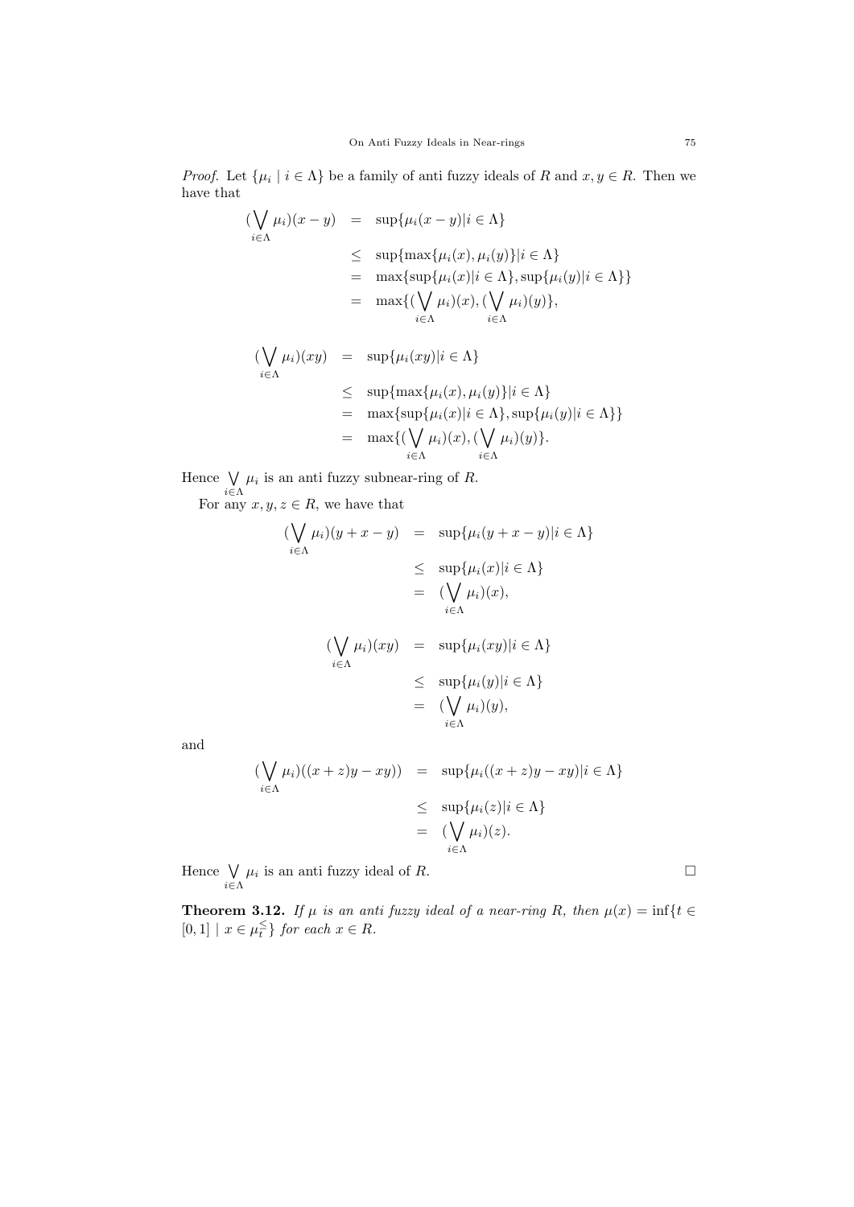*Proof.* Let $\{\mu_i \mid i \in \Lambda\}$ be a family of anti fuzzy ideals of $R$ and $x, y \in R$. Then we have that

$$
\begin{aligned}
(\bigvee_{i\in\Lambda} \mu_i)(x-y) &= \sup\{\mu_i(x-y) | i \in \Lambda\} \\
&\leq \sup\{\max\{\mu_i(x), \mu_i(y)\} | i \in \Lambda\} \\
&= \max\{\sup\{\mu_i(x) | i \in \Lambda\}, \sup\{\mu_i(y) | i \in \Lambda\}\} \\
&= \max\{(\bigvee_{i\in\Lambda} \mu_i)(x), (\bigvee_{i\in\Lambda} \mu_i)(y)\},
\end{aligned}
$$

$$
\begin{aligned}
(\bigvee_{i\in\Lambda} \mu_i)(xy) &= \sup\{\mu_i(xy) | i \in \Lambda\} \\
&\leq \sup\{\max\{\mu_i(x), \mu_i(y)\} | i \in \Lambda\} \\
&= \max\{\sup\{\mu_i(x) | i \in \Lambda\}, \sup\{\mu_i(y) | i \in \Lambda\}\} \\
&= \max\{(\bigvee_{i\in\Lambda} \mu_i)(x), (\bigvee_{i\in\Lambda} \mu_i)(y)\}.
\end{aligned}
$$

Hence $\bigvee_{i\in\Lambda} \mu_i$ is an anti fuzzy subnear-ring of $R$.

For any $x, y, z \in R$, we have that

$$
\begin{aligned}
(\bigvee_{i\in\Lambda} \mu_i)(y+x-y) &= \sup\{\mu_i(y+x-y) | i \in \Lambda\} \\
&\leq \sup\{\mu_i(x) | i \in \Lambda\} \\
&= (\bigvee_{i\in\Lambda} \mu_i)(x),
\end{aligned}
$$

$$
\begin{aligned}
(\bigvee_{i\in\Lambda} \mu_i)(xy) &= \sup\{\mu_i(xy) | i \in \Lambda\} \\
&\leq \sup\{\mu_i(y) | i \in \Lambda\} \\
&= (\bigvee_{i\in\Lambda} \mu_i)(y),
\end{aligned}
$$

and

$$
\begin{aligned}
(\bigvee_{i\in\Lambda} \mu_i)((x+z)y-xy)) &= \sup\{\mu_i((x+z)y-xy) | i \in \Lambda\} \\
&\leq \sup\{\mu_i(z) | i \in \Lambda\} \\
&= (\bigvee_{i\in\Lambda} \mu_i)(z).
\end{aligned}
$$

Hence $\bigvee_{i\in\Lambda} \mu_i$ is an anti fuzzy ideal of $R$. □

**Theorem 3.12.** *If $\mu$ is an anti fuzzy ideal of a near-ring $R$, then $\mu(x) = \inf\{t \in [0,1] \mid x \in \mu_t^{\leq}\}$ for each $x \in R$.*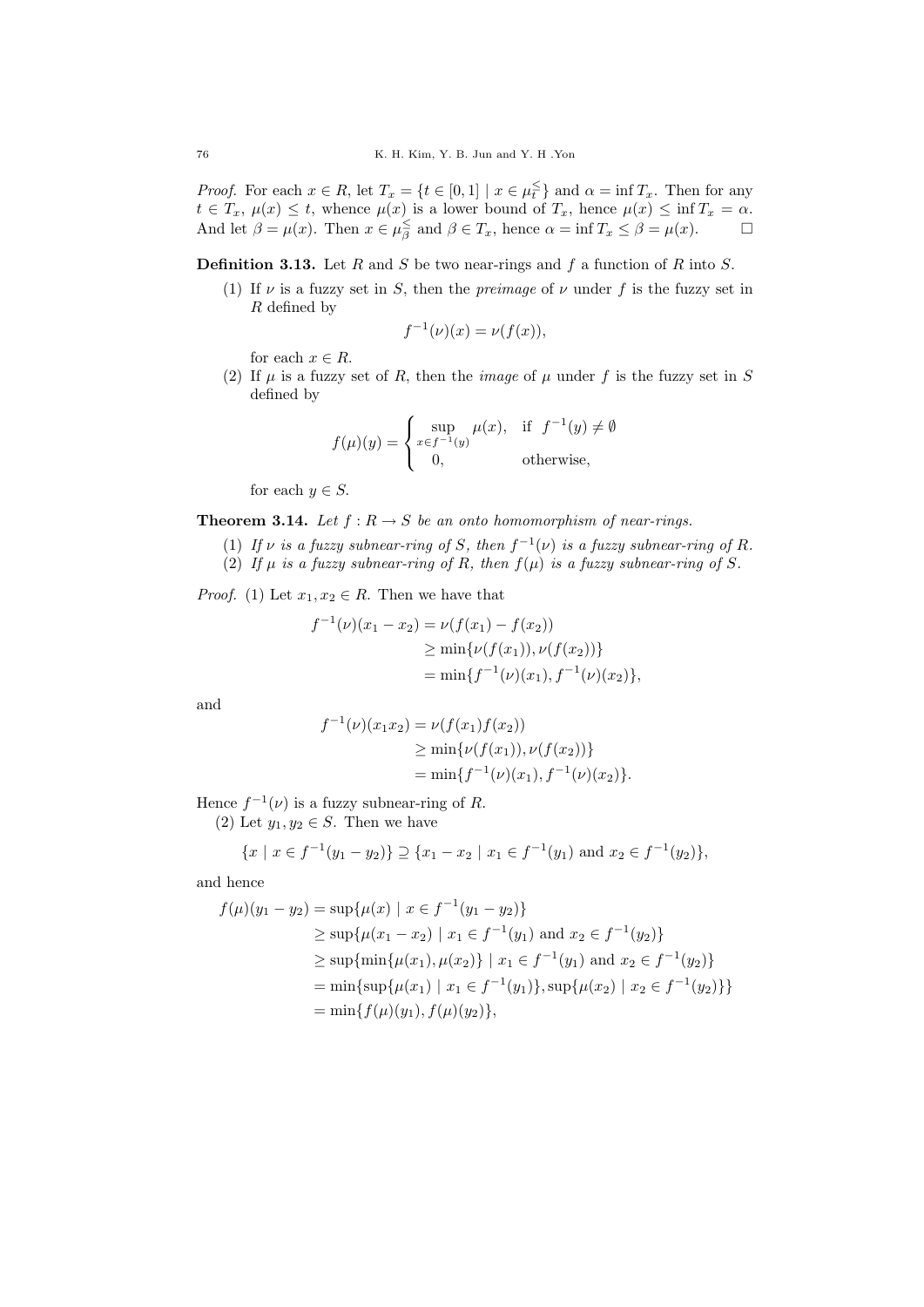*Proof.* For each $x \in R$, let $T_x = \{t \in [0,1] \mid x \in \mu_t^{\leq}\}$ and $\alpha = \inf T_x$. Then for any $t \in T_x$, $\mu(x) \leq t$, whence $\mu(x)$ is a lower bound of $T_x$, hence $\mu(x) \leq \inf T_x = \alpha$. And let $\beta = \mu(x)$. Then $x \in \mu_\beta^{\leq}$ and $\beta \in T_x$, hence $\alpha = \inf T_x \leq \beta = \mu(x)$. $\square$

**Definition 3.13.** Let $R$ and $S$ be two near-rings and $f$ a function of $R$ into $S$.

(1) If $\nu$ is a fuzzy set in $S$, then the *preimage* of $\nu$ under $f$ is the fuzzy set in $R$ defined by

$$f^{-1}(\nu)(x) = \nu(f(x)),$$

for each $x \in R$.

(2) If $\mu$ is a fuzzy set of $R$, then the *image* of $\mu$ under $f$ is the fuzzy set in $S$ defined by

$$f(\mu)(y) = \begin{cases} \sup\limits_{x \in f^{-1}(y)} \mu(x), & \text{if } f^{-1}(y) \neq \emptyset \\ 0, & \text{otherwise,} \end{cases}$$

for each $y \in S$.

**Theorem 3.14.** *Let $f : R \to S$ be an onto homomorphism of near-rings.*

(1) *If $\nu$ is a fuzzy subnear-ring of $S$, then $f^{-1}(\nu)$ is a fuzzy subnear-ring of $R$.*
(2) *If $\mu$ is a fuzzy subnear-ring of $R$, then $f(\mu)$ is a fuzzy subnear-ring of $S$.*

*Proof.* (1) Let $x_1, x_2 \in R$. Then we have that

$$\begin{aligned} f^{-1}(\nu)(x_1 - x_2) &= \nu(f(x_1) - f(x_2)) \\ &\geq \min\{\nu(f(x_1)), \nu(f(x_2))\} \\ &= \min\{f^{-1}(\nu)(x_1), f^{-1}(\nu)(x_2)\}, \end{aligned}$$

and

$$\begin{aligned} f^{-1}(\nu)(x_1 x_2) &= \nu(f(x_1) f(x_2)) \\ &\geq \min\{\nu(f(x_1)), \nu(f(x_2))\} \\ &= \min\{f^{-1}(\nu)(x_1), f^{-1}(\nu)(x_2)\}. \end{aligned}$$

Hence $f^{-1}(\nu)$ is a fuzzy subnear-ring of $R$.

(2) Let $y_1, y_2 \in S$. Then we have

$$\{x \mid x \in f^{-1}(y_1 - y_2)\} \supseteq \{x_1 - x_2 \mid x_1 \in f^{-1}(y_1) \text{ and } x_2 \in f^{-1}(y_2)\},$$

and hence

$$\begin{aligned} f(\mu)(y_1 - y_2) &= \sup\{\mu(x) \mid x \in f^{-1}(y_1 - y_2)\} \\ &\geq \sup\{\mu(x_1 - x_2) \mid x_1 \in f^{-1}(y_1) \text{ and } x_2 \in f^{-1}(y_2)\} \\ &\geq \sup\{\min\{\mu(x_1), \mu(x_2)\} \mid x_1 \in f^{-1}(y_1) \text{ and } x_2 \in f^{-1}(y_2)\} \\ &= \min\{\sup\{\mu(x_1) \mid x_1 \in f^{-1}(y_1)\}, \sup\{\mu(x_2) \mid x_2 \in f^{-1}(y_2)\}\} \\ &= \min\{f(\mu)(y_1), f(\mu)(y_2)\}, \end{aligned}$$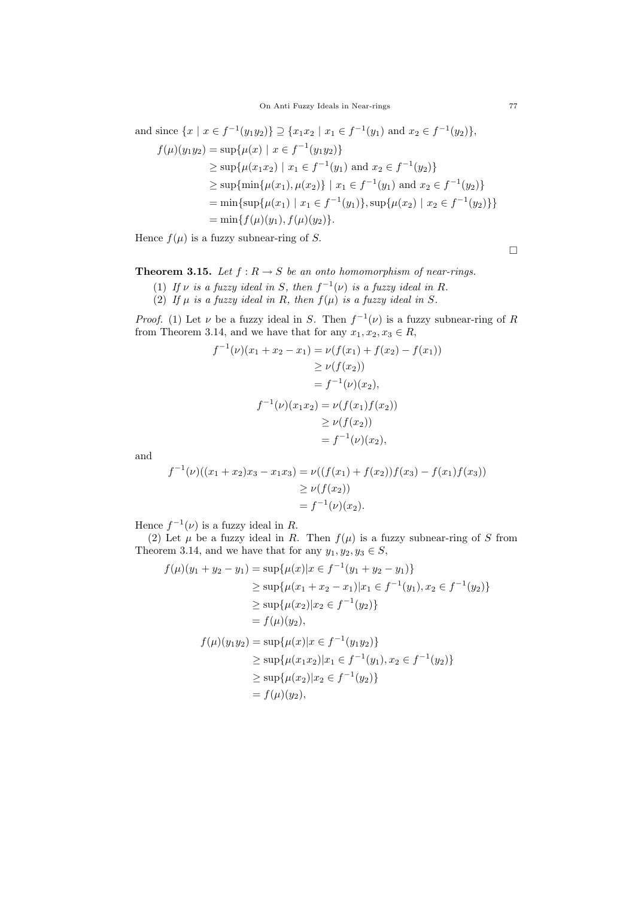and since $\{x \mid x \in f^{-1}(y_1y_2)\} \supseteq \{x_1x_2 \mid x_1 \in f^{-1}(y_1) \text{ and } x_2 \in f^{-1}(y_2)\}$,

$$
\begin{aligned}
f(\mu)(y_1y_2) &= \sup\{\mu(x) \mid x \in f^{-1}(y_1y_2)\} \\
&\geq \sup\{\mu(x_1x_2) \mid x_1 \in f^{-1}(y_1) \text{ and } x_2 \in f^{-1}(y_2)\} \\
&\geq \sup\{\min\{\mu(x_1), \mu(x_2)\} \mid x_1 \in f^{-1}(y_1) \text{ and } x_2 \in f^{-1}(y_2)\} \\
&= \min\{\sup\{\mu(x_1) \mid x_1 \in f^{-1}(y_1)\}, \sup\{\mu(x_2) \mid x_2 \in f^{-1}(y_2)\}\} \\
&= \min\{f(\mu)(y_1), f(\mu)(y_2)\}.
\end{aligned}
$$

Hence $f(\mu)$ is a fuzzy subnear-ring of $S$.

□

**Theorem 3.15.** *Let $f : R \to S$ be an onto homomorphism of near-rings.*

(1) *If $\nu$ is a fuzzy ideal in $S$, then $f^{-1}(\nu)$ is a fuzzy ideal in $R$.*

(2) *If $\mu$ is a fuzzy ideal in $R$, then $f(\mu)$ is a fuzzy ideal in $S$.*

*Proof.* (1) Let $\nu$ be a fuzzy ideal in $S$. Then $f^{-1}(\nu)$ is a fuzzy subnear-ring of $R$ from Theorem 3.14, and we have that for any $x_1, x_2, x_3 \in R$,

$$
\begin{aligned}
f^{-1}(\nu)(x_1 + x_2 - x_1) &= \nu(f(x_1) + f(x_2) - f(x_1)) \\
&\geq \nu(f(x_2)) \\
&= f^{-1}(\nu)(x_2),
\end{aligned}
$$

$$
\begin{aligned}
f^{-1}(\nu)(x_1x_2) &= \nu(f(x_1)f(x_2)) \\
&\geq \nu(f(x_2)) \\
&= f^{-1}(\nu)(x_2),
\end{aligned}
$$

and

$$
\begin{aligned}
f^{-1}(\nu)((x_1 + x_2)x_3 - x_1x_3) &= \nu((f(x_1) + f(x_2))f(x_3) - f(x_1)f(x_3)) \\
&\geq \nu(f(x_2)) \\
&= f^{-1}(\nu)(x_2).
\end{aligned}
$$

Hence $f^{-1}(\nu)$ is a fuzzy ideal in $R$.

(2) Let $\mu$ be a fuzzy ideal in $R$. Then $f(\mu)$ is a fuzzy subnear-ring of $S$ from Theorem 3.14, and we have that for any $y_1, y_2, y_3 \in S$,

$$
\begin{aligned}
f(\mu)(y_1 + y_2 - y_1) &= \sup\{\mu(x) | x \in f^{-1}(y_1 + y_2 - y_1)\} \\
&\geq \sup\{\mu(x_1 + x_2 - x_1) | x_1 \in f^{-1}(y_1), x_2 \in f^{-1}(y_2)\} \\
&\geq \sup\{\mu(x_2) | x_2 \in f^{-1}(y_2)\} \\
&= f(\mu)(y_2),
\end{aligned}
$$

$$
\begin{aligned}
f(\mu)(y_1y_2) &= \sup\{\mu(x) | x \in f^{-1}(y_1y_2)\} \\
&\geq \sup\{\mu(x_1x_2) | x_1 \in f^{-1}(y_1), x_2 \in f^{-1}(y_2)\} \\
&\geq \sup\{\mu(x_2) | x_2 \in f^{-1}(y_2)\} \\
&= f(\mu)(y_2),
\end{aligned}
$$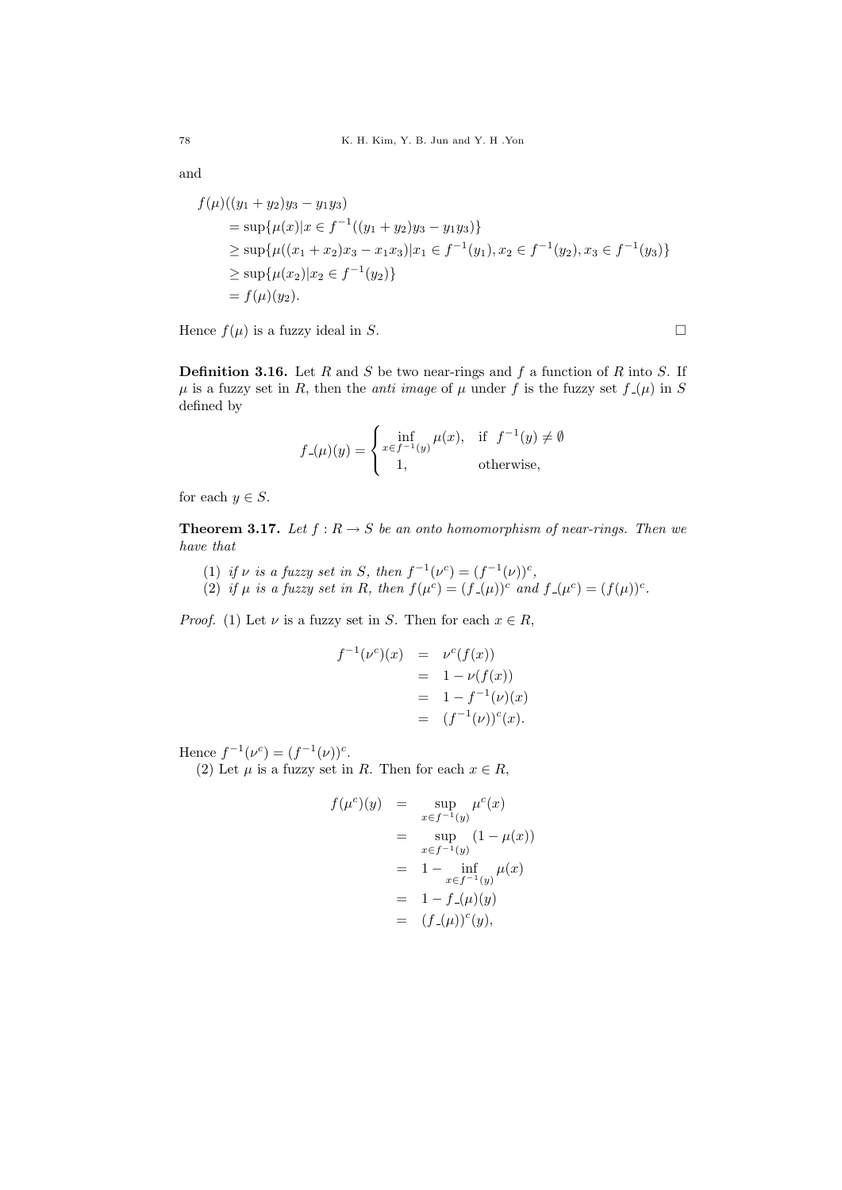and

$$
\begin{aligned}
&f(\mu)((y_1 + y_2)y_3 - y_1y_3) \\
&\quad = \sup\{\mu(x) | x \in f^{-1}((y_1 + y_2)y_3 - y_1y_3)\} \\
&\quad \geq \sup\{\mu((x_1 + x_2)x_3 - x_1x_3) | x_1 \in f^{-1}(y_1), x_2 \in f^{-1}(y_2), x_3 \in f^{-1}(y_3)\} \\
&\quad \geq \sup\{\mu(x_2) | x_2 \in f^{-1}(y_2)\} \\
&\quad = f(\mu)(y_2).
\end{aligned}
$$

Hence $f(\mu)$ is a fuzzy ideal in $S$. □

**Definition 3.16.** Let $R$ and $S$ be two near-rings and $f$ a function of $R$ into $S$. If $\mu$ is a fuzzy set in $R$, then the *anti image* of $\mu$ under $f$ is the fuzzy set $f_-(\mu)$ in $S$ defined by

$$
f_-(\mu)(y) = \begin{cases} \inf\limits_{x \in f^{-1}(y)} \mu(x), & \text{if } f^{-1}(y) \neq \emptyset \\ 1, & \text{otherwise,} \end{cases}
$$

for each $y \in S$.

**Theorem 3.17.** *Let $f : R \to S$ be an onto homomorphism of near-rings. Then we have that*

1. *if $\nu$ is a fuzzy set in $S$, then $f^{-1}(\nu^c) = (f^{-1}(\nu))^c$,*
2. *if $\mu$ is a fuzzy set in $R$, then $f(\mu^c) = (f_-(\mu))^c$ and $f_-(\mu^c) = (f(\mu))^c$.*

*Proof.* (1) Let $\nu$ is a fuzzy set in $S$. Then for each $x \in R$,

$$
\begin{aligned}
f^{-1}(\nu^c)(x) &= \nu^c(f(x)) \\
&= 1 - \nu(f(x)) \\
&= 1 - f^{-1}(\nu)(x) \\
&= (f^{-1}(\nu))^c(x).
\end{aligned}
$$

Hence $f^{-1}(\nu^c) = (f^{-1}(\nu))^c$.

(2) Let $\mu$ is a fuzzy set in $R$. Then for each $x \in R$,

$$
\begin{aligned}
f(\mu^c)(y) &= \sup_{x \in f^{-1}(y)} \mu^c(x) \\
&= \sup_{x \in f^{-1}(y)} (1 - \mu(x)) \\
&= 1 - \inf_{x \in f^{-1}(y)} \mu(x) \\
&= 1 - f_-(\mu)(y) \\
&= (f_-(\mu))^c(y),
\end{aligned}
$$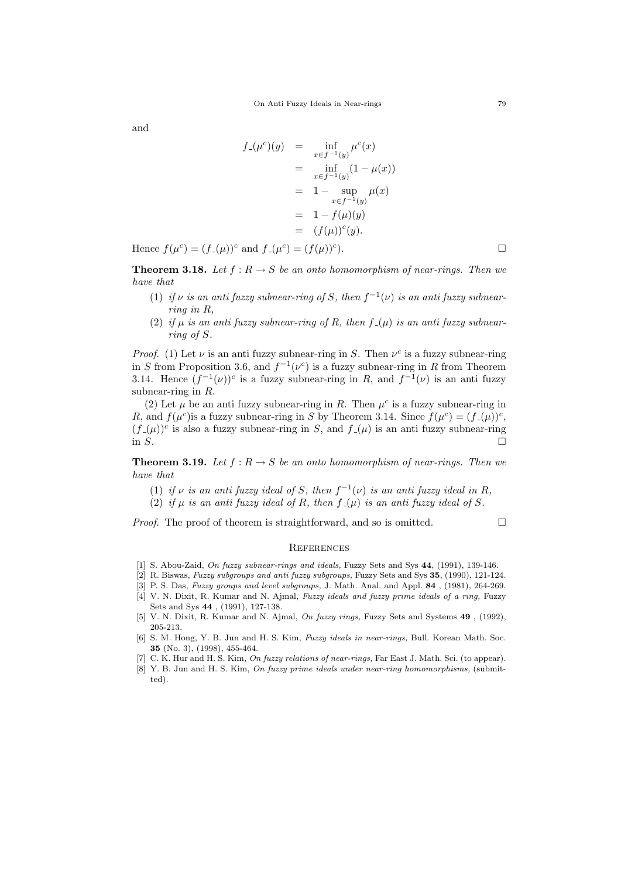and

$$
\begin{aligned}
f_{-}(\mu^c)(y) &= \inf_{x \in f^{-1}(y)} \mu^c(x) \\
&= \inf_{x \in f^{-1}(y)} (1 - \mu(x)) \\
&= 1 - \sup_{x \in f^{-1}(y)} \mu(x) \\
&= 1 - f(\mu)(y) \\
&= (f(\mu))^c(y).
\end{aligned}
$$

Hence $f(\mu^c) = (f_{-}(\mu))^c$ and $f_{-}(\mu^c) = (f(\mu))^c$). $\square$

**Theorem 3.18.** *Let $f : R \to S$ be an onto homomorphism of near-rings. Then we have that*

(1) *if $\nu$ is an anti fuzzy subnear-ring of $S$, then $f^{-1}(\nu)$ is an anti fuzzy subnear-ring in $R$,*

(2) *if $\mu$ is an anti fuzzy subnear-ring of $R$, then $f_{-}(\mu)$ is an anti fuzzy subnear-ring of $S$.*

*Proof.* (1) Let $\nu$ is an anti fuzzy subnear-ring in $S$. Then $\nu^c$ is a fuzzy subnear-ring in $S$ from Proposition 3.6, and $f^{-1}(\nu^c)$ is a fuzzy subnear-ring in $R$ from Theorem 3.14. Hence $(f^{-1}(\nu))^c$ is a fuzzy subnear-ring in $R$, and $f^{-1}(\nu)$ is an anti fuzzy subnear-ring in $R$.

(2) Let $\mu$ be an anti fuzzy subnear-ring in $R$. Then $\mu^c$ is a fuzzy subnear-ring in $R$, and $f(\mu^c)$is a fuzzy subnear-ring in $S$ by Theorem 3.14. Since $f(\mu^c) = (f_{-}(\mu))^c$, $(f_{-}(\mu))^c$ is also a fuzzy subnear-ring in $S$, and $f_{-}(\mu)$ is an anti fuzzy subnear-ring in $S$. $\square$

**Theorem 3.19.** *Let $f : R \to S$ be an onto homomorphism of near-rings. Then we have that*

(1) *if $\nu$ is an anti fuzzy ideal of $S$, then $f^{-1}(\nu)$ is an anti fuzzy ideal in $R$,*

(2) *if $\mu$ is an anti fuzzy ideal of $R$, then $f_{-}(\mu)$ is an anti fuzzy ideal of $S$.*

*Proof.* The proof of theorem is straightforward, and so is omitted. $\square$

## References

[1] S. Abou-Zaid, *On fuzzy subnear-rings and ideals,* Fuzzy Sets and Sys **44**, (1991), 139-146.

[2] R. Biswas, *Fuzzy subgroups and anti fuzzy subgroups,* Fuzzy Sets and Sys **35**, (1990), 121-124.

[3] P. S. Das, *Fuzzy groups and level subgroups,* J. Math. Anal. and Appl. **84** , (1981), 264-269.

[4] V. N. Dixit, R. Kumar and N. Ajmal, *Fuzzy ideals and fuzzy prime ideals of a ring,* Fuzzy Sets and Sys **44** , (1991), 127-138.

[5] V. N. Dixit, R. Kumar and N. Ajmal, *On fuzzy rings,* Fuzzy Sets and Systems **49** , (1992), 205-213.

[6] S. M. Hong, Y. B. Jun and H. S. Kim, *Fuzzy ideals in near-rings,* Bull. Korean Math. Soc. **35** (No. 3), (1998), 455-464.

[7] C. K. Hur and H. S. Kim, *On fuzzy relations of near-rings,* Far East J. Math. Sci. (to appear).

[8] Y. B. Jun and H. S. Kim, *On fuzzy prime ideals under near-ring homomorphisms,* (submitted).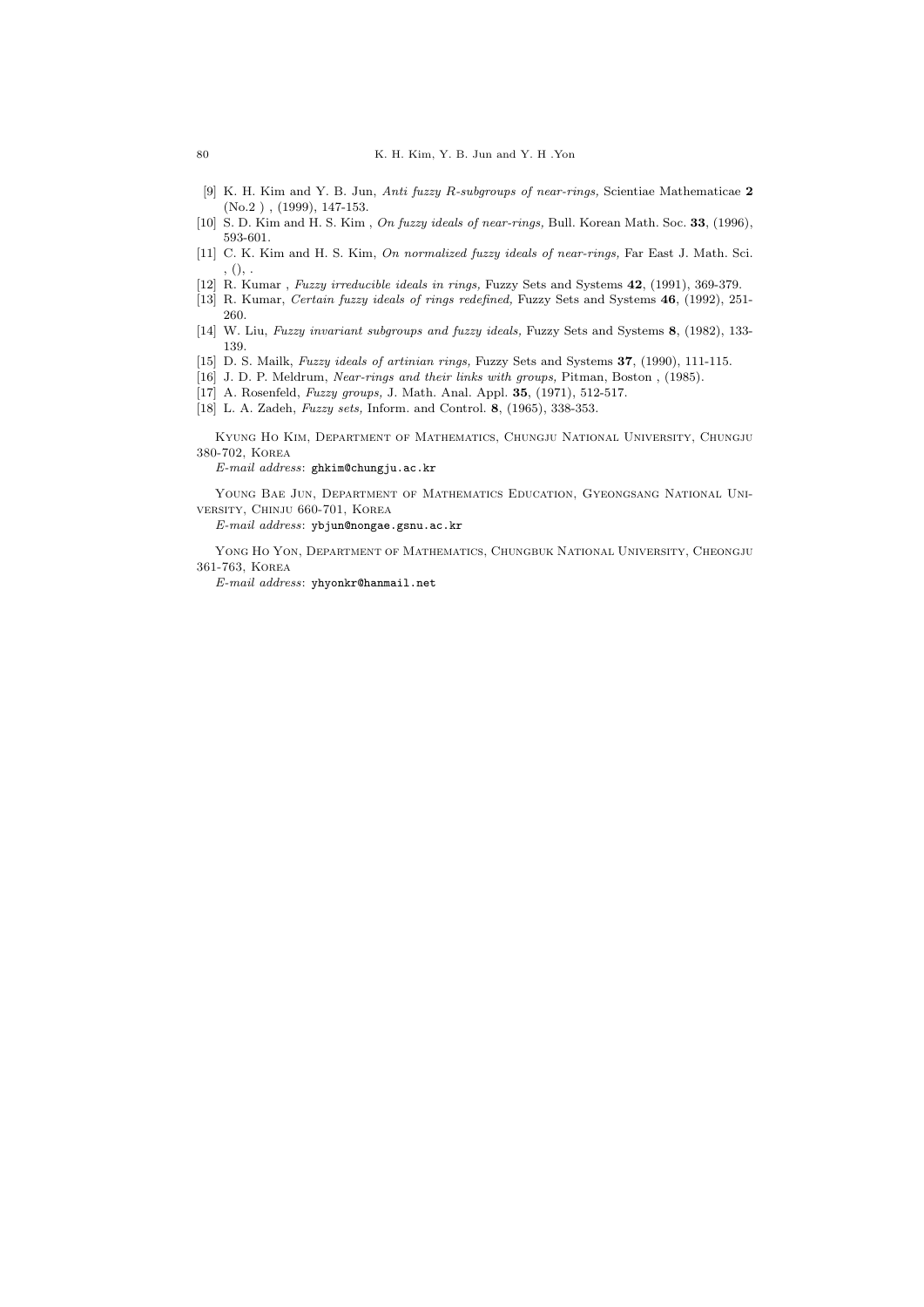[9] K. H. Kim and Y. B. Jun, *Anti fuzzy R-subgroups of near-rings,* Scientiae Mathematicae **2** (No.2 ) , (1999), 147-153.

[10] S. D. Kim and H. S. Kim , *On fuzzy ideals of near-rings,* Bull. Korean Math. Soc. **33**, (1996), 593-601.

[11] C. K. Kim and H. S. Kim, *On normalized fuzzy ideals of near-rings,* Far East J. Math. Sci. , (), .

[12] R. Kumar , *Fuzzy irreducible ideals in rings,* Fuzzy Sets and Systems **42**, (1991), 369-379.

[13] R. Kumar, *Certain fuzzy ideals of rings redefined,* Fuzzy Sets and Systems **46**, (1992), 251-260.

[14] W. Liu, *Fuzzy invariant subgroups and fuzzy ideals,* Fuzzy Sets and Systems **8**, (1982), 133-139.

[15] D. S. Mailk, *Fuzzy ideals of artinian rings,* Fuzzy Sets and Systems **37**, (1990), 111-115.

[16] J. D. P. Meldrum, *Near-rings and their links with groups,* Pitman, Boston , (1985).

[17] A. Rosenfeld, *Fuzzy groups,* J. Math. Anal. Appl. **35**, (1971), 512-517.

[18] L. A. Zadeh, *Fuzzy sets,* Inform. and Control. **8**, (1965), 338-353.

Kyung Ho Kim, Department of Mathematics, Chungju National University, Chungju 380-702, Korea

*E-mail address*: ghkim@chungju.ac.kr

Young Bae Jun, Department of Mathematics Education, Gyeongsang National University, Chinju 660-701, Korea

*E-mail address*: ybjun@nongae.gsnu.ac.kr

Yong Ho Yon, Department of Mathematics, Chungbuk National University, Cheongju 361-763, Korea

*E-mail address*: yhyonkr@hanmail.net